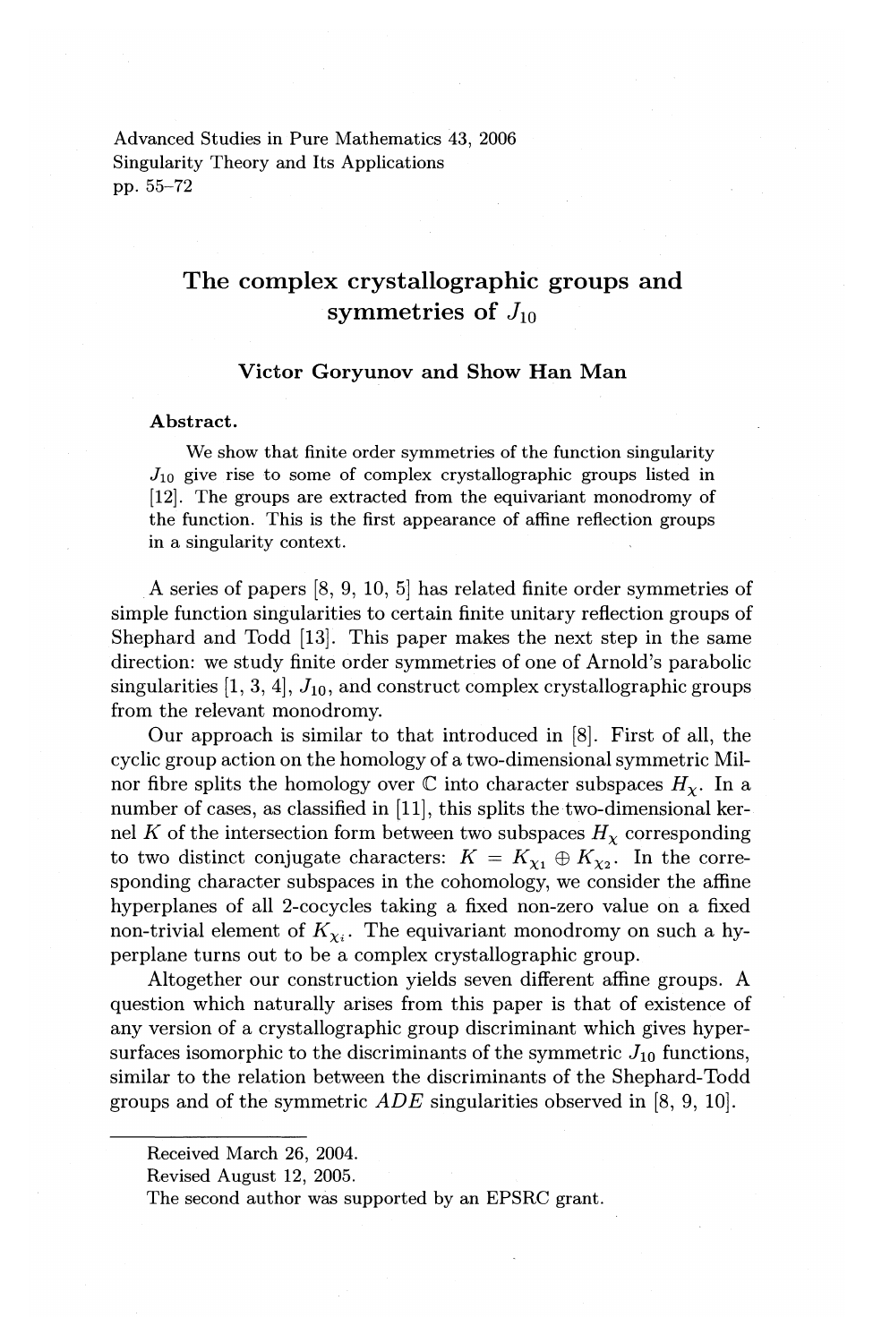# The complex crystallographic groups and symmetries of $J_{10}$

### Victor Goryunov and Show Han Man

**Abstract.**

We show that finite order symmetries of the function singularity $J_{10}$ give rise to some of complex crystallographic groups listed in [12]. The groups are extracted from the equivariant monodromy of the function. This is the first appearance of affine reflection groups in a singularity context.

A series of papers [8, 9, 10, 5] has related finite order symmetries of simple function singularities to certain finite unitary reflection groups of Shephard and Todd [13]. This paper makes the next step in the same direction: we study finite order symmetries of one of Arnold's parabolic singularities [1, 3, 4], $J_{10}$, and construct complex crystallographic groups from the relevant monodromy.

Our approach is similar to that introduced in [8]. First of all, the cyclic group action on the homology of a two-dimensional symmetric Milnor fibre splits the homology over $\mathbb{C}$ into character subspaces $H_\chi$. In a number of cases, as classified in [11], this splits the two-dimensional kernel $K$ of the intersection form between two subspaces $H_\chi$ corresponding to two distinct conjugate characters: $K = K_{\chi_1} \oplus K_{\chi_2}$. In the corresponding character subspaces in the cohomology, we consider the affine hyperplanes of all 2-cocycles taking a fixed non-zero value on a fixed non-trivial element of $K_{\chi_i}$. The equivariant monodromy on such a hyperplane turns out to be a complex crystallographic group.

Altogether our construction yields seven different affine groups. A question which naturally arises from this paper is that of existence of any version of a crystallographic group discriminant which gives hypersurfaces isomorphic to the discriminants of the symmetric $J_{10}$ functions, similar to the relation between the discriminants of the Shephard-Todd groups and of the symmetric $ADE$ singularities observed in [8, 9, 10].

---

Received March 26, 2004.

Revised August 12, 2005.

The second author was supported by an EPSRC grant.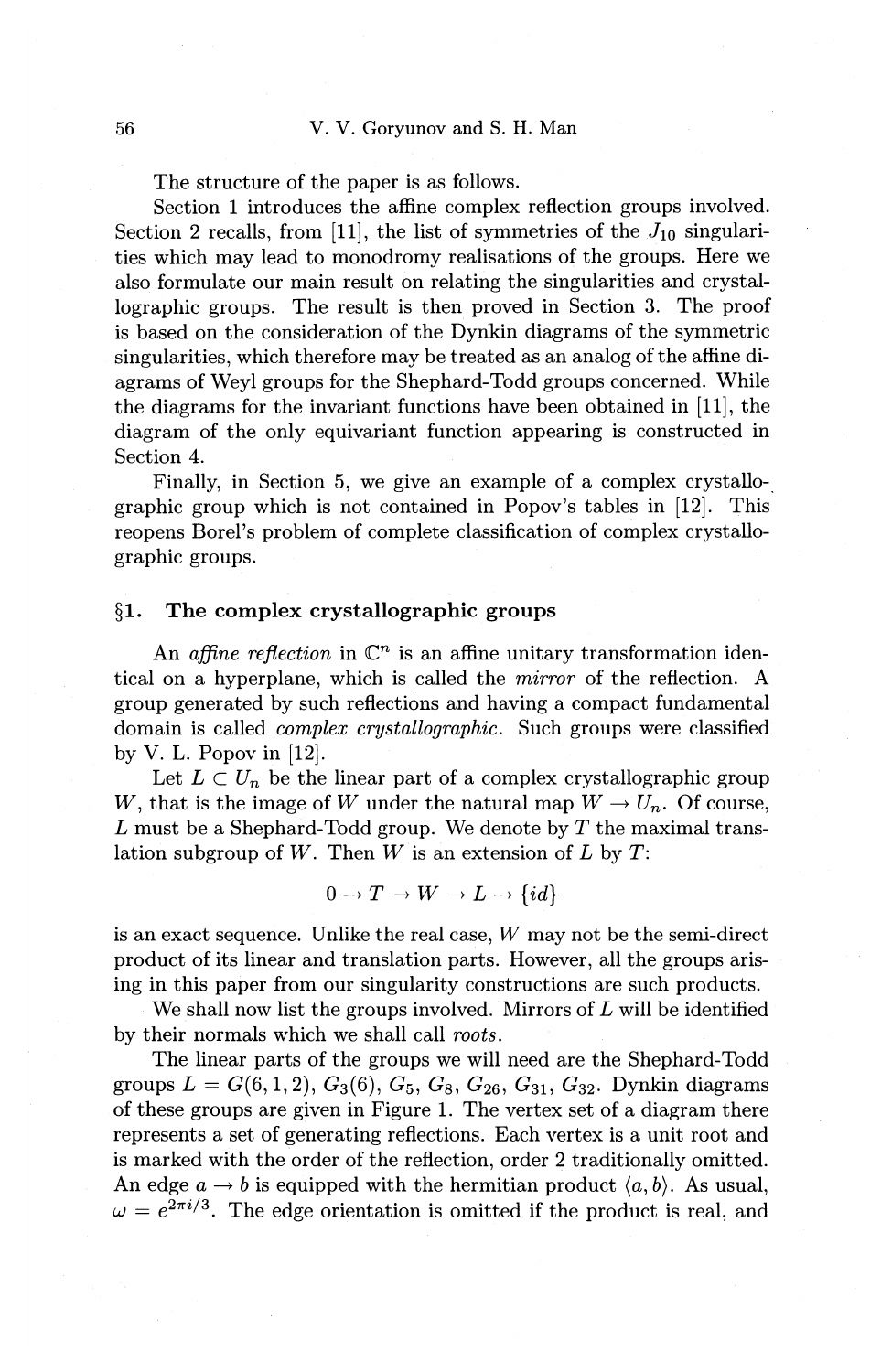The structure of the paper is as follows.

Section 1 introduces the affine complex reflection groups involved. Section 2 recalls, from [11], the list of symmetries of the $J_{10}$ singularities which may lead to monodromy realisations of the groups. Here we also formulate our main result on relating the singularities and crystallographic groups. The result is then proved in Section 3. The proof is based on the consideration of the Dynkin diagrams of the symmetric singularities, which therefore may be treated as an analog of the affine diagrams of Weyl groups for the Shephard-Todd groups concerned. While the diagrams for the invariant functions have been obtained in [11], the diagram of the only equivariant function appearing is constructed in Section 4.

Finally, in Section 5, we give an example of a complex crystallographic group which is not contained in Popov's tables in [12]. This reopens Borel's problem of complete classification of complex crystallographic groups.

## §1. The complex crystallographic groups

An *affine reflection* in $\mathbb{C}^n$ is an affine unitary transformation identical on a hyperplane, which is called the *mirror* of the reflection. A group generated by such reflections and having a compact fundamental domain is called *complex crystallographic*. Such groups were classified by V. L. Popov in [12].

Let $L \subset U_n$ be the linear part of a complex crystallographic group $W$, that is the image of $W$ under the natural map $W \to U_n$. Of course, $L$ must be a Shephard-Todd group. We denote by $T$ the maximal translation subgroup of $W$. Then $W$ is an extension of $L$ by $T$:

$$0 \to T \to W \to L \to \{id\}$$

is an exact sequence. Unlike the real case, $W$ may not be the semi-direct product of its linear and translation parts. However, all the groups arising in this paper from our singularity constructions are such products.

We shall now list the groups involved. Mirrors of $L$ will be identified by their normals which we shall call *roots*.

The linear parts of the groups we will need are the Shephard-Todd groups $L = G(6,1,2)$, $G_3(6)$, $G_5$, $G_8$, $G_{26}$, $G_{31}$, $G_{32}$. Dynkin diagrams of these groups are given in Figure 1. The vertex set of a diagram there represents a set of generating reflections. Each vertex is a unit root and is marked with the order of the reflection, order 2 traditionally omitted. An edge $a \to b$ is equipped with the hermitian product $\langle a, b \rangle$. As usual, $\omega = e^{2\pi i/3}$. The edge orientation is omitted if the product is real, and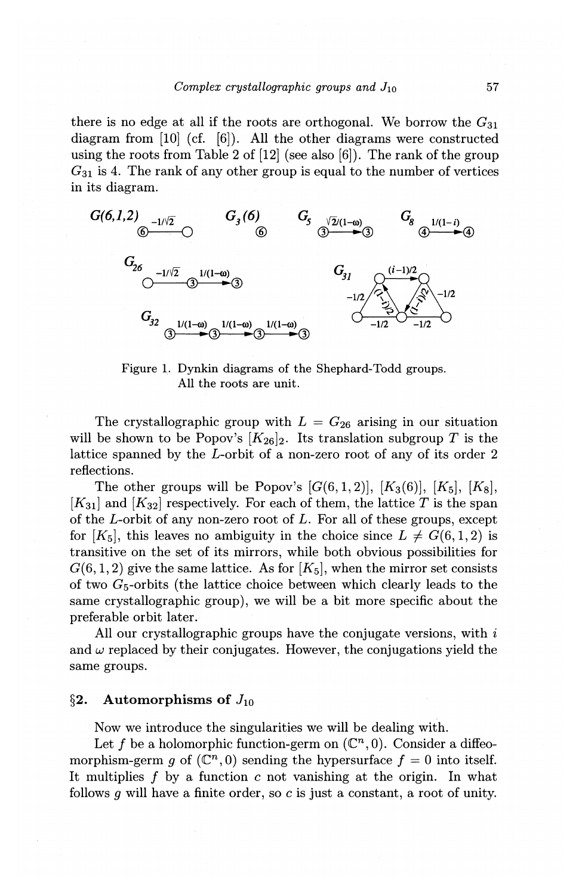there is no edge at all if the roots are orthogonal. We borrow the $G_{31}$ diagram from [10] (cf. [6]). All the other diagrams were constructed using the roots from Table 2 of [12] (see also [6]). The rank of the group $G_{31}$ is 4. The rank of any other group is equal to the number of vertices in its diagram.

Figure 1. Dynkin diagrams of the Shephard-Todd groups. All the roots are unit.

The crystallographic group with $L = G_{26}$ arising in our situation will be shown to be Popov's $[K_{26}]_2$. Its translation subgroup $T$ is the lattice spanned by the $L$-orbit of a non-zero root of any of its order 2 reflections.

The other groups will be Popov's $[G(6,1,2)]$, $[K_3(6)]$, $[K_5]$, $[K_8]$, $[K_{31}]$ and $[K_{32}]$ respectively. For each of them, the lattice $T$ is the span of the $L$-orbit of any non-zero root of $L$. For all of these groups, except for $[K_5]$, this leaves no ambiguity in the choice since $L \neq G(6,1,2)$ is transitive on the set of its mirrors, while both obvious possibilities for $G(6,1,2)$ give the same lattice. As for $[K_5]$, when the mirror set consists of two $G_5$-orbits (the lattice choice between which clearly leads to the same crystallographic group), we will be a bit more specific about the preferable orbit later.

All our crystallographic groups have the conjugate versions, with $i$ and $\omega$ replaced by their conjugates. However, the conjugations yield the same groups.

## §2. Automorphisms of $J_{10}$

Now we introduce the singularities we will be dealing with.

Let $f$ be a holomorphic function-germ on $(\mathbb{C}^n, 0)$. Consider a diffeomorphism-germ $g$ of $(\mathbb{C}^n, 0)$ sending the hypersurface $f = 0$ into itself. It multiplies $f$ by a function $c$ not vanishing at the origin. In what follows $g$ will have a finite order, so $c$ is just a constant, a root of unity.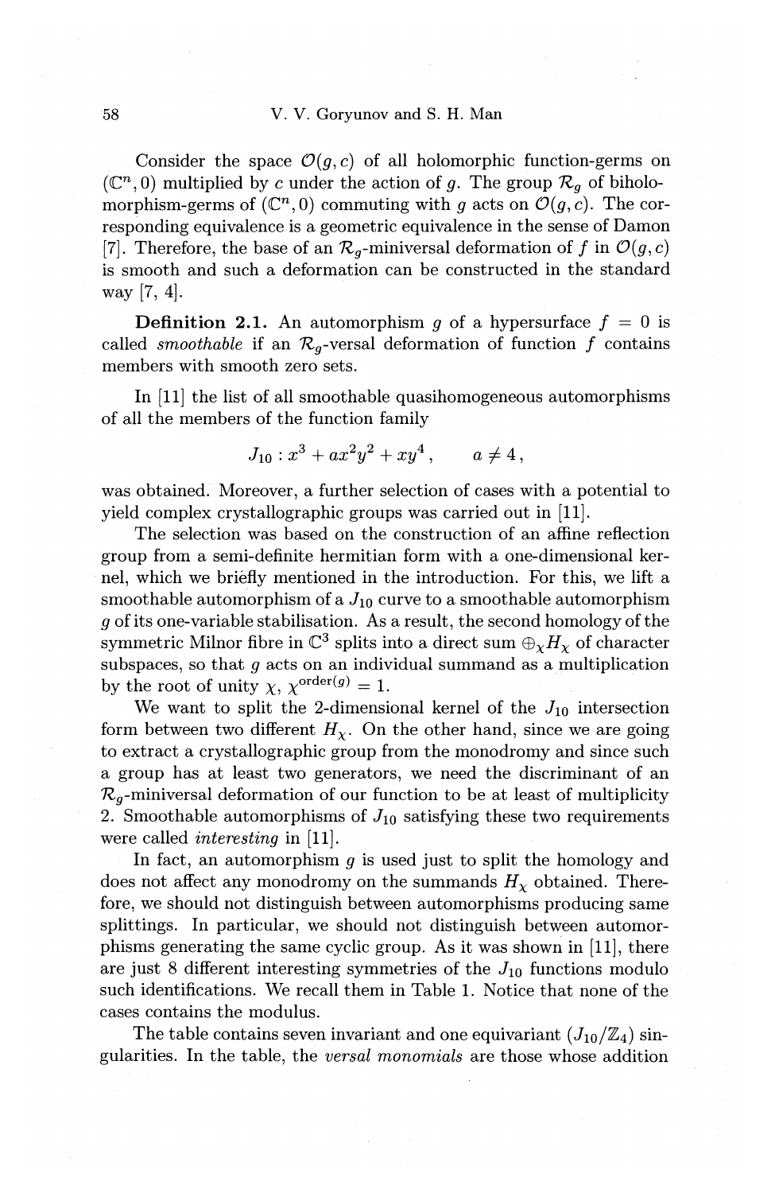Consider the space $\mathcal{O}(g, c)$ of all holomorphic function-germs on $(\mathbb{C}^n, 0)$ multiplied by $c$ under the action of $g$. The group $\mathcal{R}_g$ of biholomorphism-germs of $(\mathbb{C}^n, 0)$ commuting with $g$ acts on $\mathcal{O}(g, c)$. The corresponding equivalence is a geometric equivalence in the sense of Damon [7]. Therefore, the base of an $\mathcal{R}_g$-miniversal deformation of $f$ in $\mathcal{O}(g, c)$ is smooth and such a deformation can be constructed in the standard way [7, 4].

**Definition 2.1.** An automorphism $g$ of a hypersurface $f = 0$ is called *smoothable* if an $\mathcal{R}_g$-versal deformation of function $f$ contains members with smooth zero sets.

In [11] the list of all smoothable quasihomogeneous automorphisms of all the members of the function family

$$J_{10} : x^3 + ax^2y^2 + xy^4 , \qquad a \neq 4 ,$$

was obtained. Moreover, a further selection of cases with a potential to yield complex crystallographic groups was carried out in [11].

The selection was based on the construction of an affine reflection group from a semi-definite hermitian form with a one-dimensional kernel, which we briefly mentioned in the introduction. For this, we lift a smoothable automorphism of a $J_{10}$ curve to a smoothable automorphism $g$ of its one-variable stabilisation. As a result, the second homology of the symmetric Milnor fibre in $\mathbb{C}^3$ splits into a direct sum $\oplus_\chi H_\chi$ of character subspaces, so that $g$ acts on an individual summand as a multiplication by the root of unity $\chi$, $\chi^{\text{order}(g)} = 1$.

We want to split the 2-dimensional kernel of the $J_{10}$ intersection form between two different $H_\chi$. On the other hand, since we are going to extract a crystallographic group from the monodromy and since such a group has at least two generators, we need the discriminant of an $\mathcal{R}_g$-miniversal deformation of our function to be at least of multiplicity 2. Smoothable automorphisms of $J_{10}$ satisfying these two requirements were called *interesting* in [11].

In fact, an automorphism $g$ is used just to split the homology and does not affect any monodromy on the summands $H_\chi$ obtained. Therefore, we should not distinguish between automorphisms producing same splittings. In particular, we should not distinguish between automorphisms generating the same cyclic group. As it was shown in [11], there are just 8 different interesting symmetries of the $J_{10}$ functions modulo such identifications. We recall them in Table 1. Notice that none of the cases contains the modulus.

The table contains seven invariant and one equivariant ($J_{10}/\mathbb{Z}_4$) singularities. In the table, the *versal monomials* are those whose addition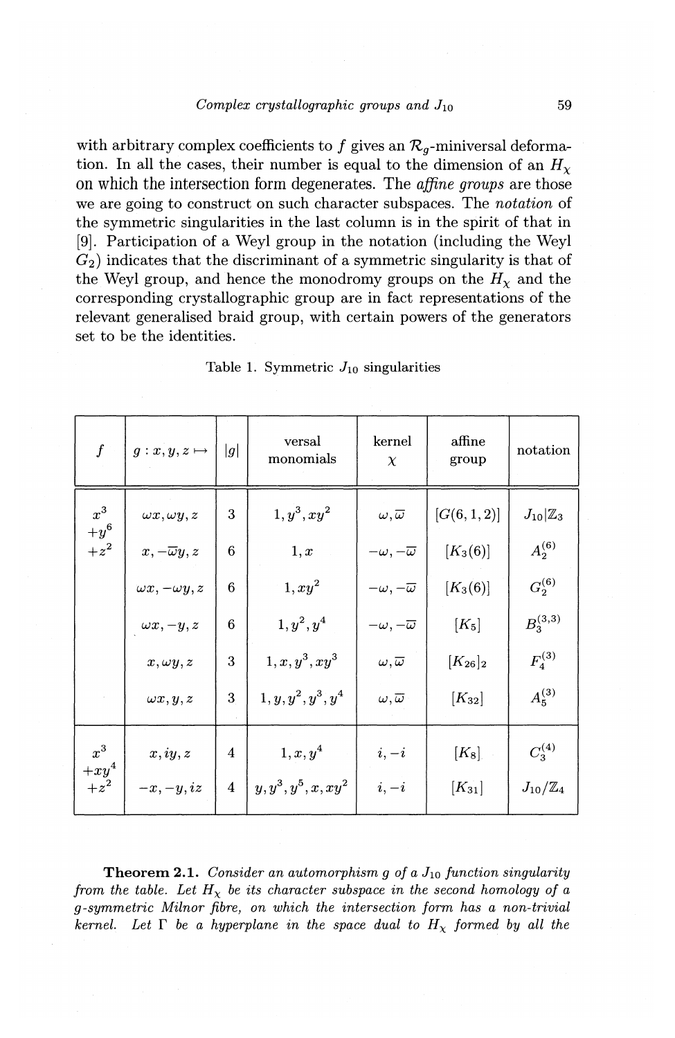with arbitrary complex coefficients to $f$ gives an $\mathcal{R}_g$-miniversal deformation. In all the cases, their number is equal to the dimension of an $H_\chi$ on which the intersection form degenerates. The *affine groups* are those we are going to construct on such character subspaces. The *notation* of the symmetric singularities in the last column is in the spirit of that in [9]. Participation of a Weyl group in the notation (including the Weyl $G_2$) indicates that the discriminant of a symmetric singularity is that of the Weyl group, and hence the monodromy groups on the $H_\chi$ and the corresponding crystallographic group are in fact representations of the relevant generalised braid group, with certain powers of the generators set to be the identities.

Table 1. Symmetric $J_{10}$ singularities

| $f$ | $g : x, y, z \mapsto$ | $\lvert g\rvert$ | versal monomials | kernel $\chi$ | affine group | notation |
|---|---|---|---|---|---|---|
| $x^3 + y^6 + z^2$ | $\omega x, \omega y, z$ | 3 | $1, y^3, xy^2$ | $\omega, \overline{\omega}$ | $[G(6,1,2)]$ | $J_{10}\lvert\mathbb{Z}_3$ |
| | $x, -\overline{\omega} y, z$ | 6 | $1, x$ | $-\omega, -\overline{\omega}$ | $[K_3(6)]$ | $A_2^{(6)}$ |
| | $\omega x, -\omega y, z$ | 6 | $1, xy^2$ | $-\omega, -\overline{\omega}$ | $[K_3(6)]$ | $G_2^{(6)}$ |
| | $\omega x, -y, z$ | 6 | $1, y^2, y^4$ | $-\omega, -\overline{\omega}$ | $[K_5]$ | $B_3^{(3,3)}$ |
| | $x, \omega y, z$ | 3 | $1, x, y^3, xy^3$ | $\omega, \overline{\omega}$ | $[K_{26}]_2$ | $F_4^{(3)}$ |
| | $\omega x, y, z$ | 3 | $1, y, y^2, y^3, y^4$ | $\omega, \overline{\omega}$ | $[K_{32}]$ | $A_5^{(3)}$ |
| $x^3 + xy^4 + z^2$ | $x, iy, z$ | 4 | $1, x, y^4$ | $i, -i$ | $[K_8]$ | $C_3^{(4)}$ |
| | $-x, -y, iz$ | 4 | $y, y^3, y^5, x, xy^2$ | $i, -i$ | $[K_{31}]$ | $J_{10}/\mathbb{Z}_4$ |

**Theorem 2.1.** *Consider an automorphism $g$ of a $J_{10}$ function singularity from the table. Let $H_\chi$ be its character subspace in the second homology of a $g$-symmetric Milnor fibre, on which the intersection form has a non-trivial kernel. Let $\Gamma$ be a hyperplane in the space dual to $H_\chi$ formed by all the*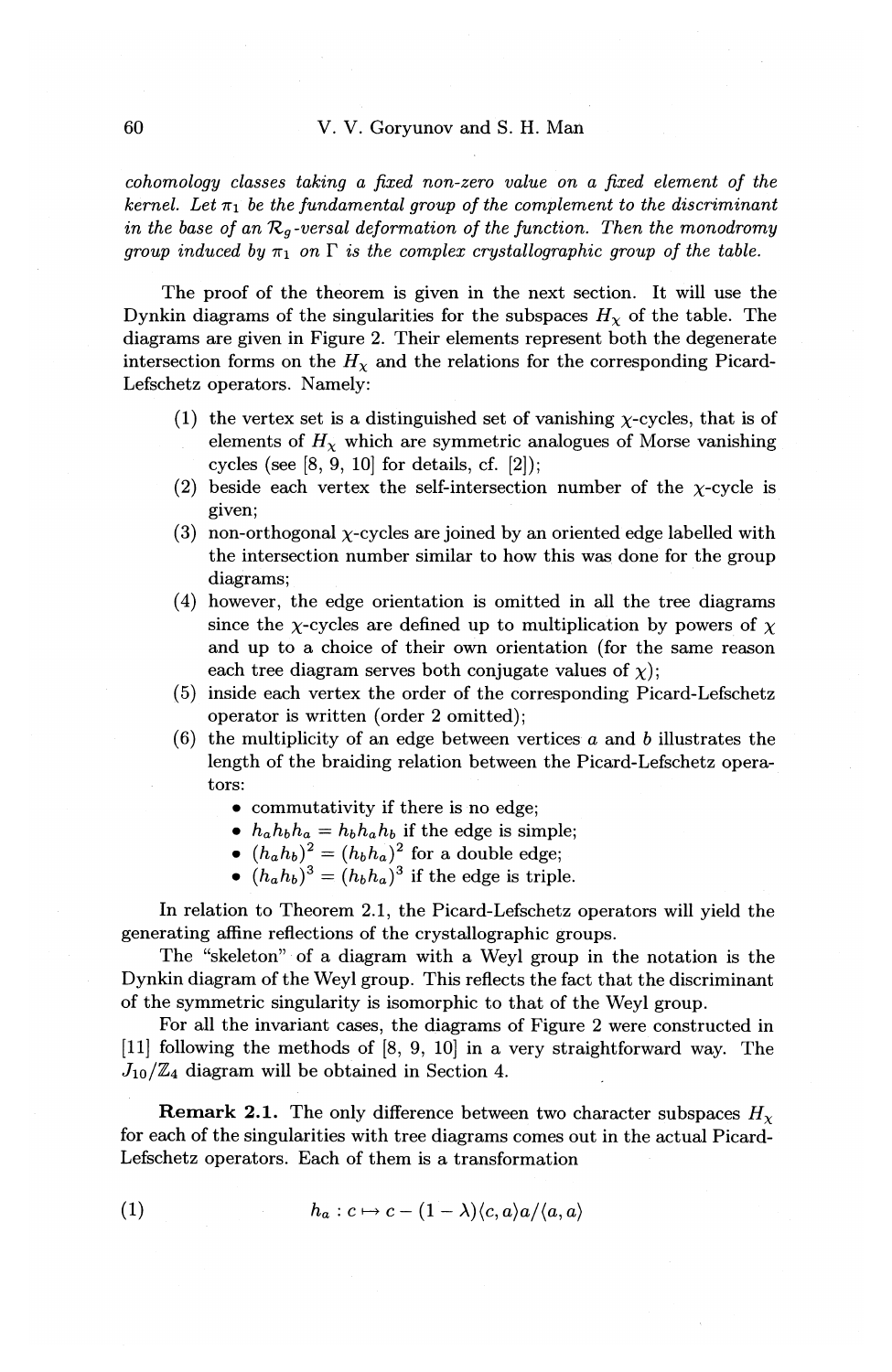*cohomology classes taking a fixed non-zero value on a fixed element of the kernel. Let $\pi_1$ be the fundamental group of the complement to the discriminant in the base of an $\mathcal{R}_g$-versal deformation of the function. Then the monodromy group induced by $\pi_1$ on $\Gamma$ is the complex crystallographic group of the table.*

The proof of the theorem is given in the next section. It will use the Dynkin diagrams of the singularities for the subspaces $H_\chi$ of the table. The diagrams are given in Figure 2. Their elements represent both the degenerate intersection forms on the $H_\chi$ and the relations for the corresponding Picard-Lefschetz operators. Namely:

1. the vertex set is a distinguished set of vanishing $\chi$-cycles, that is of elements of $H_\chi$ which are symmetric analogues of Morse vanishing cycles (see [8, 9, 10] for details, cf. [2]);
2. beside each vertex the self-intersection number of the $\chi$-cycle is given;
3. non-orthogonal $\chi$-cycles are joined by an oriented edge labelled with the intersection number similar to how this was done for the group diagrams;
4. however, the edge orientation is omitted in all the tree diagrams since the $\chi$-cycles are defined up to multiplication by powers of $\chi$ and up to a choice of their own orientation (for the same reason each tree diagram serves both conjugate values of $\chi$);
5. inside each vertex the order of the corresponding Picard-Lefschetz operator is written (order 2 omitted);
6. the multiplicity of an edge between vertices $a$ and $b$ illustrates the length of the braiding relation between the Picard-Lefschetz operators:
   - commutativity if there is no edge;
   - $h_a h_b h_a = h_b h_a h_b$ if the edge is simple;
   - $(h_a h_b)^2 = (h_b h_a)^2$ for a double edge;
   - $(h_a h_b)^3 = (h_b h_a)^3$ if the edge is triple.

In relation to Theorem 2.1, the Picard-Lefschetz operators will yield the generating affine reflections of the crystallographic groups.

The "skeleton" of a diagram with a Weyl group in the notation is the Dynkin diagram of the Weyl group. This reflects the fact that the discriminant of the symmetric singularity is isomorphic to that of the Weyl group.

For all the invariant cases, the diagrams of Figure 2 were constructed in [11] following the methods of [8, 9, 10] in a very straightforward way. The $J_{10}/\mathbb{Z}_4$ diagram will be obtained in Section 4.

**Remark 2.1.** The only difference between two character subspaces $H_\chi$ for each of the singularities with tree diagrams comes out in the actual Picard-Lefschetz operators. Each of them is a transformation

$$h_a : c \mapsto c - (1 - \lambda)\langle c, a\rangle a / \langle a, a\rangle \tag{1}$$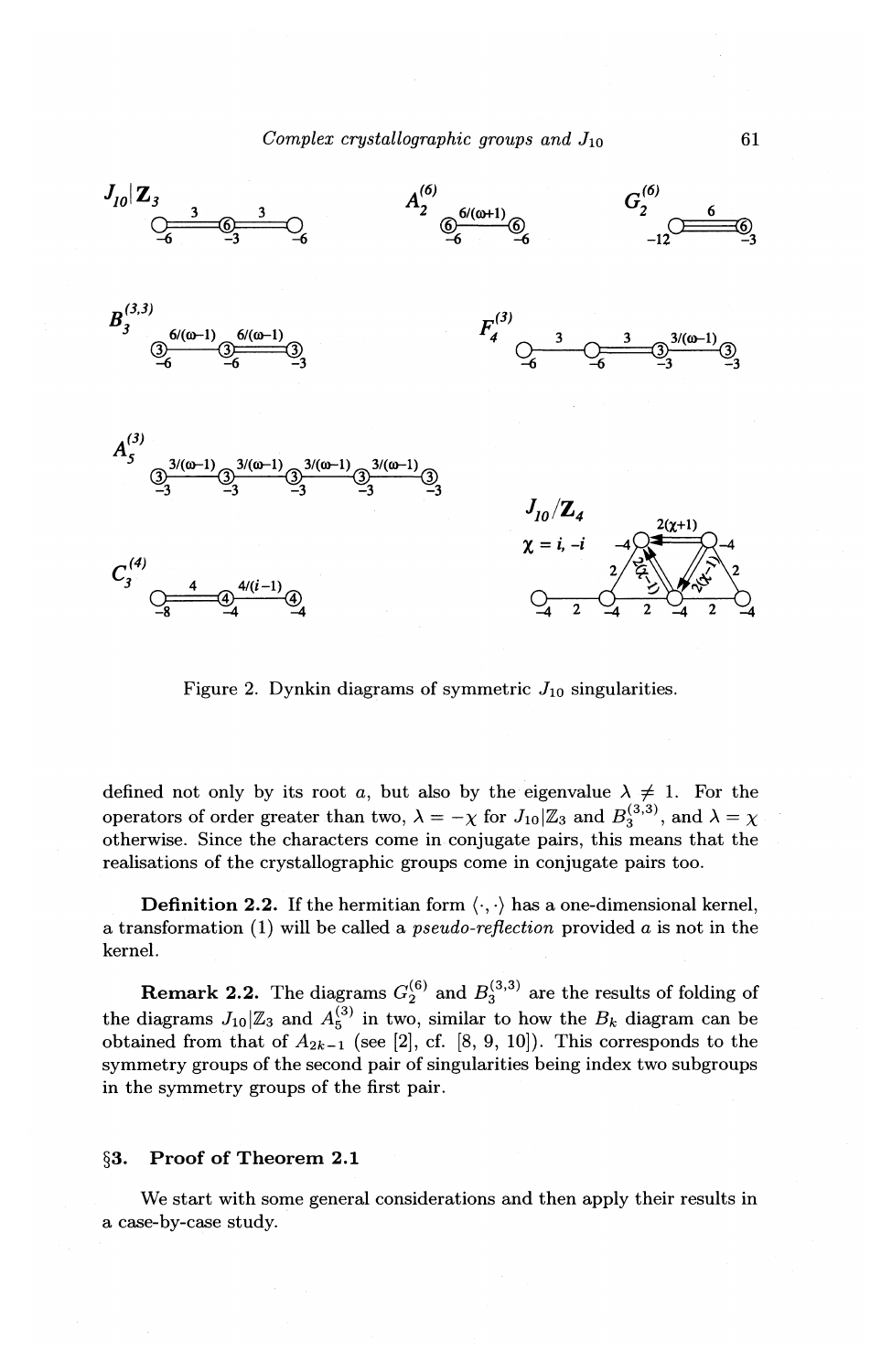Figure 2. Dynkin diagrams of symmetric $J_{10}$ singularities.

defined not only by its root $a$, but also by the eigenvalue $\lambda \neq 1$. For the operators of order greater than two, $\lambda = -\chi$ for $J_{10}|\mathbb{Z}_3$ and $B_3^{(3,3)}$, and $\lambda = \chi$ otherwise. Since the characters come in conjugate pairs, this means that the realisations of the crystallographic groups come in conjugate pairs too.

**Definition 2.2.** If the hermitian form $\langle \cdot, \cdot \rangle$ has a one-dimensional kernel, a transformation (1) will be called a *pseudo-reflection* provided $a$ is not in the kernel.

**Remark 2.2.** The diagrams $G_2^{(6)}$ and $B_3^{(3,3)}$ are the results of folding of the diagrams $J_{10}|\mathbb{Z}_3$ and $A_5^{(3)}$ in two, similar to how the $B_k$ diagram can be obtained from that of $A_{2k-1}$ (see [2], cf. [8, 9, 10]). This corresponds to the symmetry groups of the second pair of singularities being index two subgroups in the symmetry groups of the first pair.

## §3. Proof of Theorem 2.1

We start with some general considerations and then apply their results in a case-by-case study.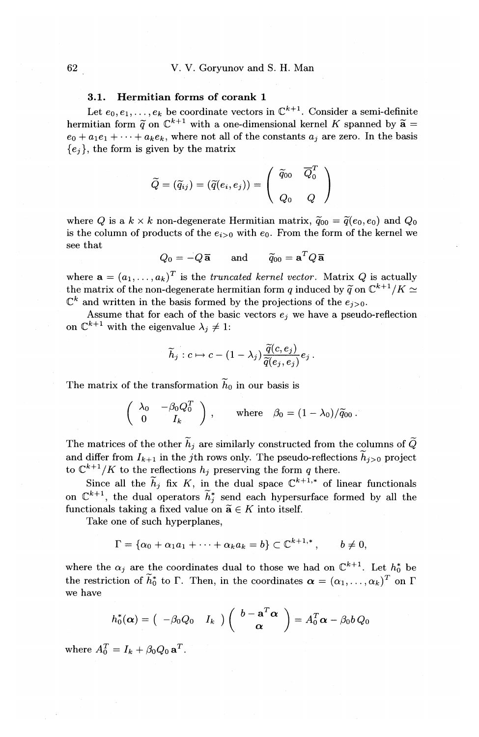### 3.1. Hermitian forms of corank 1

Let $e_0, e_1, \ldots, e_k$ be coordinate vectors in $\mathbb{C}^{k+1}$. Consider a semi-definite hermitian form $\widetilde{q}$ on $\mathbb{C}^{k+1}$ with a one-dimensional kernel $K$ spanned by $\widetilde{\mathbf{a}} = e_0 + a_1 e_1 + \cdots + a_k e_k$, where not all of the constants $a_j$ are zero. In the basis $\{e_j\}$, the form is given by the matrix

$$\widetilde{Q} = (\widetilde{q}_{ij}) = (\widetilde{q}(e_i, e_j)) = \begin{pmatrix} \widetilde{q}_{00} & \overline{Q}_0^T \\ Q_0 & Q \end{pmatrix}$$

where $Q$ is a $k \times k$ non-degenerate Hermitian matrix, $\widetilde{q}_{00} = \widetilde{q}(e_0, e_0)$ and $Q_0$ is the column of products of the $e_{i>0}$ with $e_0$. From the form of the kernel we see that

$$Q_0 = -Q\,\overline{\mathbf{a}} \qquad \text{and} \qquad \widetilde{q}_{00} = \mathbf{a}^T Q\,\overline{\mathbf{a}}$$

where $\mathbf{a} = (a_1, \ldots, a_k)^T$ is the *truncated kernel vector*. Matrix $Q$ is actually the matrix of the non-degenerate hermitian form $q$ induced by $\widetilde{q}$ on $\mathbb{C}^{k+1}/K \simeq \mathbb{C}^k$ and written in the basis formed by the projections of the $e_{j>0}$.

Assume that for each of the basic vectors $e_j$ we have a pseudo-reflection on $\mathbb{C}^{k+1}$ with the eigenvalue $\lambda_j \neq 1$:

$$\widetilde{h}_j : c \mapsto c - (1 - \lambda_j)\frac{\widetilde{q}(c, e_j)}{\widetilde{q}(e_j, e_j)} e_j \,.$$

The matrix of the transformation $\widetilde{h}_0$ in our basis is

$$\begin{pmatrix} \lambda_0 & -\beta_0 Q_0^T \\ 0 & I_k \end{pmatrix}, \qquad \text{where} \quad \beta_0 = (1 - \lambda_0)/\widetilde{q}_{00} \,.$$

The matrices of the other $\widetilde{h}_j$ are similarly constructed from the columns of $\widetilde{Q}$ and differ from $I_{k+1}$ in the $j$th rows only. The pseudo-reflections $\widetilde{h}_{j>0}$ project to $\mathbb{C}^{k+1}/K$ to the reflections $h_j$ preserving the form $q$ there.

Since all the $\widetilde{h}_j$ fix $K$, in the dual space $\mathbb{C}^{k+1,*}$ of linear functionals on $\mathbb{C}^{k+1}$, the dual operators $\widetilde{h}_j^*$ send each hypersurface formed by all the functionals taking a fixed value on $\widetilde{\mathbf{a}} \in K$ into itself.

Take one of such hyperplanes,

$$\Gamma = \{\alpha_0 + \alpha_1 a_1 + \cdots + \alpha_k a_k = b\} \subset \mathbb{C}^{k+1,*}\,, \qquad b \neq 0,$$

where the $\alpha_j$ are the coordinates dual to those we had on $\mathbb{C}^{k+1}$. Let $h_0^*$ be the restriction of $\widetilde{h}_0^*$ to $\Gamma$. Then, in the coordinates $\boldsymbol{\alpha} = (\alpha_1, \ldots, \alpha_k)^T$ on $\Gamma$ we have

$$h_0^*(\boldsymbol{\alpha}) = \begin{pmatrix} -\beta_0 Q_0 & I_k \end{pmatrix} \begin{pmatrix} b - \mathbf{a}^T \boldsymbol{\alpha} \\ \boldsymbol{\alpha} \end{pmatrix} = A_0^T \boldsymbol{\alpha} - \beta_0 b\, Q_0$$

where $A_0^T = I_k + \beta_0 Q_0\, \mathbf{a}^T$.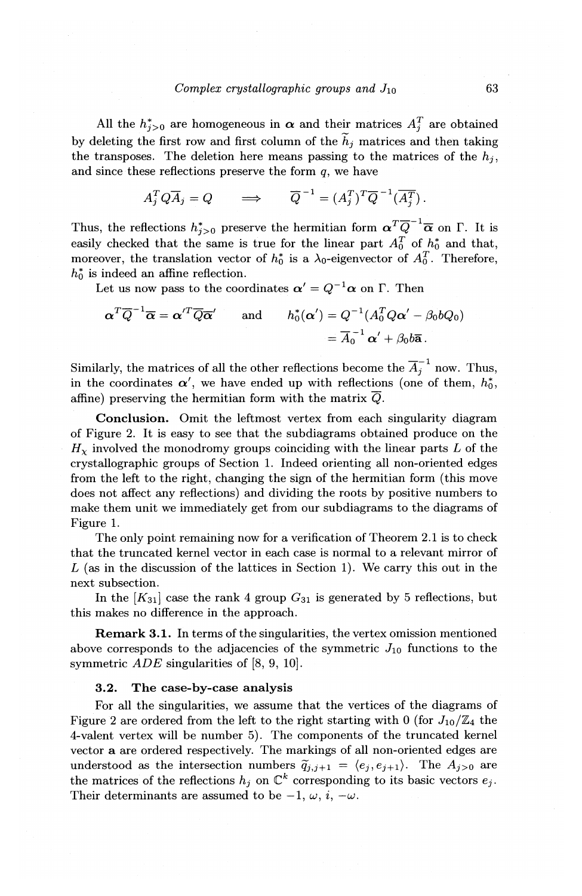All the $h^*_{j>0}$ are homogeneous in $\boldsymbol{\alpha}$ and their matrices $A_j^T$ are obtained by deleting the first row and first column of the $\widetilde{h}_j$ matrices and then taking the transposes. The deletion here means passing to the matrices of the $h_j$, and since these reflections preserve the form $q$, we have

$$A_j^T Q \overline{A}_j = Q \quad \Longrightarrow \quad \overline{Q}^{-1} = (A_j^T)^T \overline{Q}^{-1} (\overline{A_j^T}).$$

Thus, the reflections $h^*_{j>0}$ preserve the hermitian form $\boldsymbol{\alpha}^T \overline{Q}^{-1} \overline{\boldsymbol{\alpha}}$ on $\Gamma$. It is easily checked that the same is true for the linear part $A_0^T$ of $h_0^*$ and that, moreover, the translation vector of $h_0^*$ is a $\lambda_0$-eigenvector of $A_0^T$. Therefore, $h_0^*$ is indeed an affine reflection.

Let us now pass to the coordinates $\boldsymbol{\alpha}' = Q^{-1}\boldsymbol{\alpha}$ on $\Gamma$. Then

$$\boldsymbol{\alpha}^T \overline{Q}^{-1} \overline{\boldsymbol{\alpha}} = \boldsymbol{\alpha}'^T \overline{Q} \overline{\boldsymbol{\alpha}}' \quad \text{and} \quad h_0^*(\boldsymbol{\alpha}') = Q^{-1}(A_0^T Q \boldsymbol{\alpha}' - \beta_0 b Q_0) = \overline{A}_0^{-1} \boldsymbol{\alpha}' + \beta_0 b \overline{\mathbf{a}}.$$

Similarly, the matrices of all the other reflections become the $\overline{A}_j^{-1}$ now. Thus, in the coordinates $\boldsymbol{\alpha}'$, we have ended up with reflections (one of them, $h_0^*$, affine) preserving the hermitian form with the matrix $\overline{Q}$.

**Conclusion.** Omit the leftmost vertex from each singularity diagram of Figure 2. It is easy to see that the subdiagrams obtained produce on the $H_\chi$ involved the monodromy groups coinciding with the linear parts $L$ of the crystallographic groups of Section 1. Indeed orienting all non-oriented edges from the left to the right, changing the sign of the hermitian form (this move does not affect any reflections) and dividing the roots by positive numbers to make them unit we immediately get from our subdiagrams to the diagrams of Figure 1.

The only point remaining now for a verification of Theorem 2.1 is to check that the truncated kernel vector in each case is normal to a relevant mirror of $L$ (as in the discussion of the lattices in Section 1). We carry this out in the next subsection.

In the $[K_{31}]$ case the rank 4 group $G_{31}$ is generated by 5 reflections, but this makes no difference in the approach.

**Remark 3.1.** In terms of the singularities, the vertex omission mentioned above corresponds to the adjacencies of the symmetric $J_{10}$ functions to the symmetric $ADE$ singularities of [8, 9, 10].

### 3.2. The case-by-case analysis

For all the singularities, we assume that the vertices of the diagrams of Figure 2 are ordered from the left to the right starting with 0 (for $J_{10}/\mathbb{Z}_4$ the 4-valent vertex will be number 5). The components of the truncated kernel vector $\mathbf{a}$ are ordered respectively. The markings of all non-oriented edges are understood as the intersection numbers $\widetilde{q}_{j,j+1} = \langle e_j, e_{j+1} \rangle$. The $A_{j>0}$ are the matrices of the reflections $h_j$ on $\mathbb{C}^k$ corresponding to its basic vectors $e_j$. Their determinants are assumed to be $-1$, $\omega$, $i$, $-\omega$.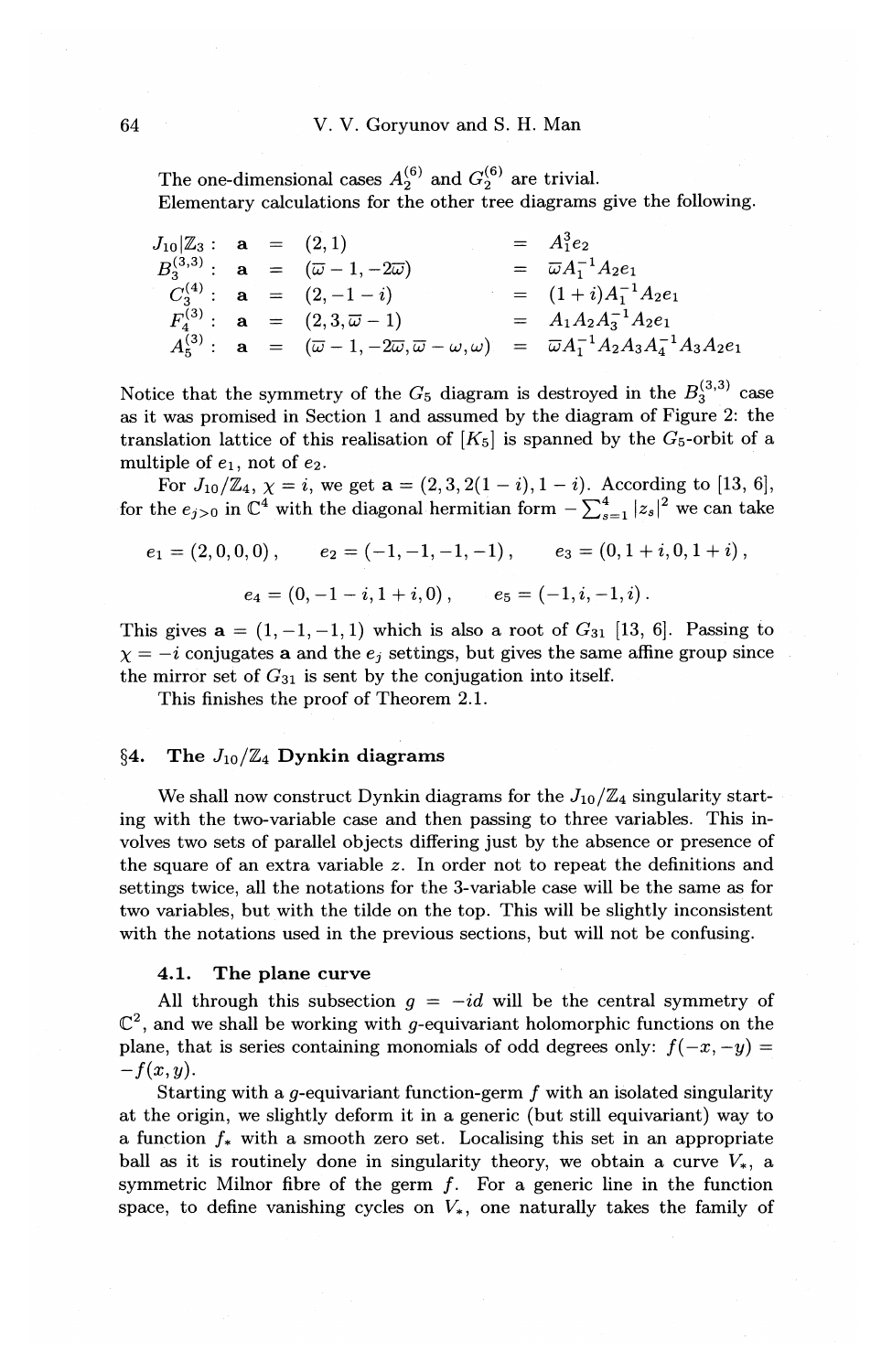The one-dimensional cases $A_2^{(6)}$ and $G_2^{(6)}$ are trivial.

Elementary calculations for the other tree diagrams give the following.

$$
\begin{array}{rcll}
J_{10}|\mathbb{Z}_3: & \mathbf{a} & = (2,1) & = A_1^3 e_2 \\
B_3^{(3,3)}: & \mathbf{a} & = (\overline{\omega}-1, -2\overline{\omega}) & = \overline{\omega} A_1^{-1} A_2 e_1 \\
C_3^{(4)}: & \mathbf{a} & = (2, -1-i) & = (1+i) A_1^{-1} A_2 e_1 \\
F_4^{(3)}: & \mathbf{a} & = (2, 3, \overline{\omega}-1) & = A_1 A_2 A_3^{-1} A_2 e_1 \\
A_5^{(3)}: & \mathbf{a} & = (\overline{\omega}-1, -2\overline{\omega}, \overline{\omega}-\omega, \omega) & = \overline{\omega} A_1^{-1} A_2 A_3 A_4^{-1} A_3 A_2 e_1
\end{array}
$$

Notice that the symmetry of the $G_5$ diagram is destroyed in the $B_3^{(3,3)}$ case as it was promised in Section 1 and assumed by the diagram of Figure 2: the translation lattice of this realisation of $[K_5]$ is spanned by the $G_5$-orbit of a multiple of $e_1$, not of $e_2$.

For $J_{10}/\mathbb{Z}_4$, $\chi = i$, we get $\mathbf{a} = (2, 3, 2(1-i), 1-i)$. According to [13, 6], for the $e_{j>0}$ in $\mathbb{C}^4$ with the diagonal hermitian form $-\sum_{s=1}^4 |z_s|^2$ we can take

$$
e_1 = (2,0,0,0)\,, \qquad e_2 = (-1,-1,-1,-1)\,, \qquad e_3 = (0, 1+i, 0, 1+i)\,,
$$

$$
e_4 = (0, -1-i, 1+i, 0)\,, \qquad e_5 = (-1, i, -1, i)\,.
$$

This gives $\mathbf{a} = (1,-1,-1,1)$ which is also a root of $G_{31}$ [13, 6]. Passing to $\chi = -i$ conjugates $\mathbf{a}$ and the $e_j$ settings, but gives the same affine group since the mirror set of $G_{31}$ is sent by the conjugation into itself.

This finishes the proof of Theorem 2.1.

## §4. The $J_{10}/\mathbb{Z}_4$ Dynkin diagrams

We shall now construct Dynkin diagrams for the $J_{10}/\mathbb{Z}_4$ singularity starting with the two-variable case and then passing to three variables. This involves two sets of parallel objects differing just by the absence or presence of the square of an extra variable $z$. In order not to repeat the definitions and settings twice, all the notations for the 3-variable case will be the same as for two variables, but with the tilde on the top. This will be slightly inconsistent with the notations used in the previous sections, but will not be confusing.

### 4.1. The plane curve

All through this subsection $g = -id$ will be the central symmetry of $\mathbb{C}^2$, and we shall be working with $g$-equivariant holomorphic functions on the plane, that is series containing monomials of odd degrees only: $f(-x,-y) = -f(x,y)$.

Starting with a $g$-equivariant function-germ $f$ with an isolated singularity at the origin, we slightly deform it in a generic (but still equivariant) way to a function $f_*$ with a smooth zero set. Localising this set in an appropriate ball as it is routinely done in singularity theory, we obtain a curve $V_*$, a symmetric Milnor fibre of the germ $f$. For a generic line in the function space, to define vanishing cycles on $V_*$, one naturally takes the family of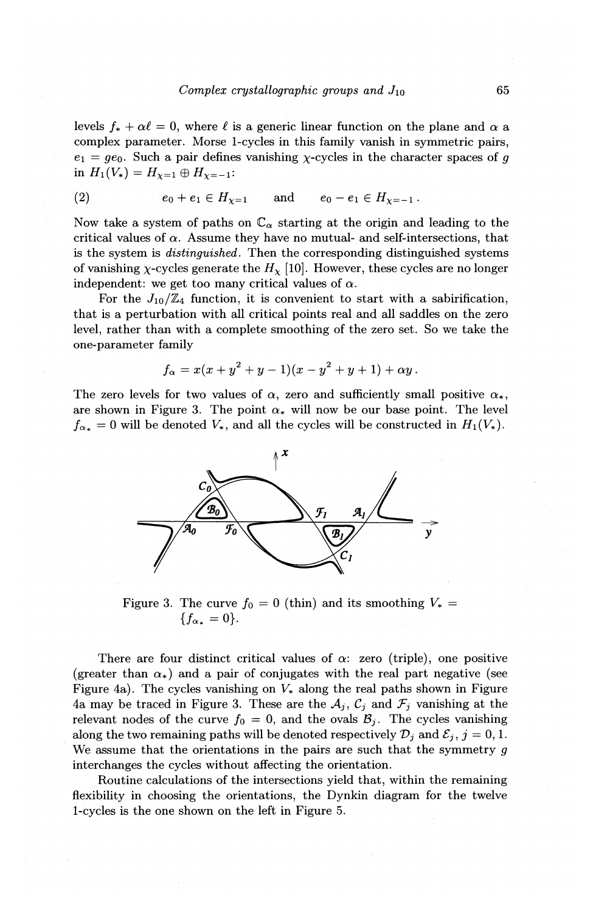levels $f_* + \alpha \ell = 0$, where $\ell$ is a generic linear function on the plane and $\alpha$ a complex parameter. Morse 1-cycles in this family vanish in symmetric pairs, $e_1 = ge_0$. Such a pair defines vanishing $\chi$-cycles in the character spaces of $g$ in $H_1(V_*) = H_{\chi=1} \oplus H_{\chi=-1}$:

$$(2) \qquad e_0 + e_1 \in H_{\chi=1} \quad \text{and} \quad e_0 - e_1 \in H_{\chi=-1}\,.$$

Now take a system of paths on $\mathbb{C}_\alpha$ starting at the origin and leading to the critical values of $\alpha$. Assume they have no mutual- and self-intersections, that is the system is *distinguished*. Then the corresponding distinguished systems of vanishing $\chi$-cycles generate the $H_\chi$ [10]. However, these cycles are no longer independent: we get too many critical values of $\alpha$.

For the $J_{10}/\mathbb{Z}_4$ function, it is convenient to start with a sabirification, that is a perturbation with all critical points real and all saddles on the zero level, rather than with a complete smoothing of the zero set. So we take the one-parameter family

$$f_\alpha = x(x + y^2 + y - 1)(x - y^2 + y + 1) + \alpha y\,.$$

The zero levels for two values of $\alpha$, zero and sufficiently small positive $\alpha_*$, are shown in Figure 3. The point $\alpha_*$ will now be our base point. The level $f_{\alpha_*} = 0$ will be denoted $V_*$, and all the cycles will be constructed in $H_1(V_*)$.

Figure 3. The curve $f_0 = 0$ (thin) and its smoothing $V_* = \{f_{\alpha_*} = 0\}$.

There are four distinct critical values of $\alpha$: zero (triple), one positive (greater than $\alpha_*$) and a pair of conjugates with the real part negative (see Figure 4a). The cycles vanishing on $V_*$ along the real paths shown in Figure 4a may be traced in Figure 3. These are the $\mathcal{A}_j$, $\mathcal{C}_j$ and $\mathcal{F}_j$ vanishing at the relevant nodes of the curve $f_0 = 0$, and the ovals $\mathcal{B}_j$. The cycles vanishing along the two remaining paths will be denoted respectively $\mathcal{D}_j$ and $\mathcal{E}_j$, $j = 0, 1$. We assume that the orientations in the pairs are such that the symmetry $g$ interchanges the cycles without affecting the orientation.

Routine calculations of the intersections yield that, within the remaining flexibility in choosing the orientations, the Dynkin diagram for the twelve 1-cycles is the one shown on the left in Figure 5.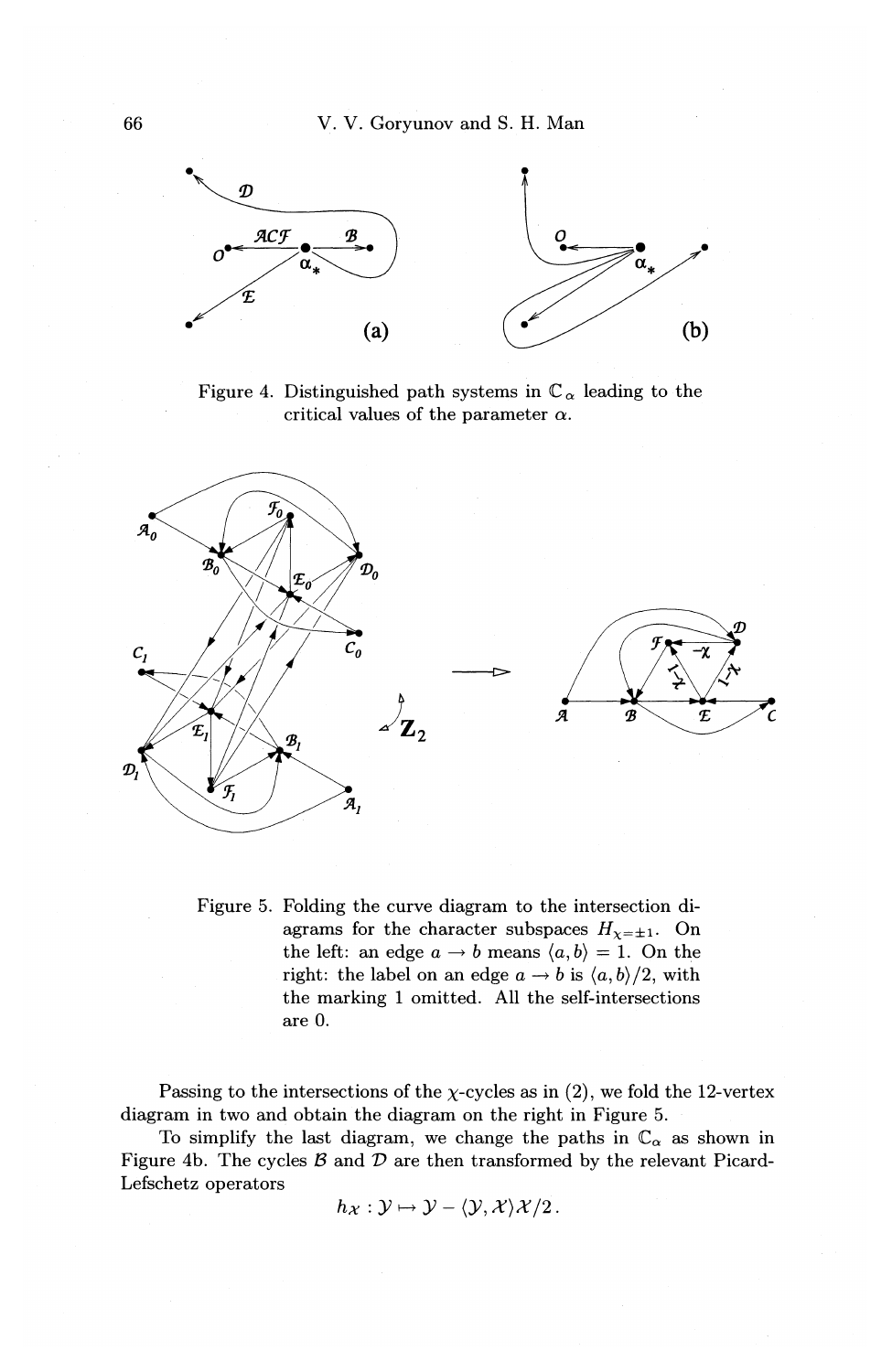Figure 4. Distinguished path systems in $\mathbb{C}_\alpha$ leading to the critical values of the parameter $\alpha$.

Figure 5. Folding the curve diagram to the intersection diagrams for the character subspaces $H_{\chi=\pm 1}$. On the left: an edge $a \to b$ means $\langle a, b\rangle = 1$. On the right: the label on an edge $a \to b$ is $\langle a, b\rangle/2$, with the marking 1 omitted. All the self-intersections are 0.

Passing to the intersections of the $\chi$-cycles as in (2), we fold the 12-vertex diagram in two and obtain the diagram on the right in Figure 5.

To simplify the last diagram, we change the paths in $\mathbb{C}_\alpha$ as shown in Figure 4b. The cycles $\mathcal{B}$ and $\mathcal{D}$ are then transformed by the relevant Picard-Lefschetz operators

$$h_{\mathcal{X}} : \mathcal{Y} \mapsto \mathcal{Y} - \langle \mathcal{Y}, \mathcal{X}\rangle \mathcal{X}/2\,.$$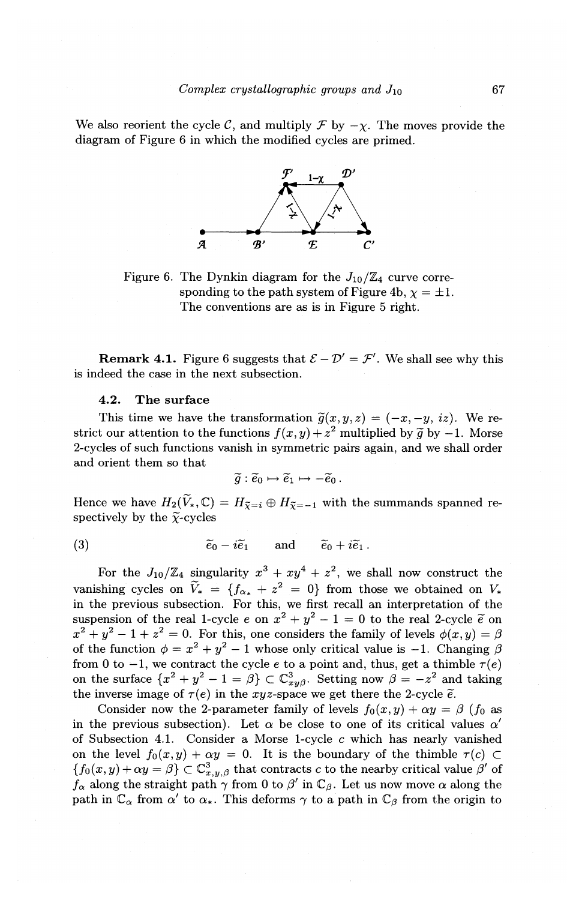We also reorient the cycle $\mathcal{C}$, and multiply $\mathcal{F}$ by $-\chi$. The moves provide the diagram of Figure 6 in which the modified cycles are primed.

Figure 6. The Dynkin diagram for the $J_{10}/\mathbb{Z}_4$ curve corresponding to the path system of Figure 4b, $\chi = \pm 1$. The conventions are as is in Figure 5 right.

**Remark 4.1.** Figure 6 suggests that $\mathcal{E} - \mathcal{D}' = \mathcal{F}'$. We shall see why this is indeed the case in the next subsection.

### 4.2. The surface

This time we have the transformation $\widetilde{g}(x, y, z) = (-x, -y, iz)$. We restrict our attention to the functions $f(x, y) + z^2$ multiplied by $\widetilde{g}$ by $-1$. Morse 2-cycles of such functions vanish in symmetric pairs again, and we shall order and orient them so that

$$\widetilde{g} : \widetilde{e}_0 \mapsto \widetilde{e}_1 \mapsto -\widetilde{e}_0 .$$

Hence we have $H_2(\widetilde{V}_*, \mathbb{C}) = H_{\widetilde{\chi}=i} \oplus H_{\widetilde{\chi}=-1}$ with the summands spanned respectively by the $\widetilde{\chi}$-cycles

$$\widetilde{e}_0 - i\widetilde{e}_1 \quad \text{and} \quad \widetilde{e}_0 + i\widetilde{e}_1 . \tag{3}$$

For the $J_{10}/\mathbb{Z}_4$ singularity $x^3 + xy^4 + z^2$, we shall now construct the vanishing cycles on $\widetilde{V}_* = \{f_{\alpha_*} + z^2 = 0\}$ from those we obtained on $V_*$ in the previous subsection. For this, we first recall an interpretation of the suspension of the real 1-cycle $e$ on $x^2 + y^2 - 1 = 0$ to the real 2-cycle $\widetilde{e}$ on $x^2 + y^2 - 1 + z^2 = 0$. For this, one considers the family of levels $\phi(x, y) = \beta$ of the function $\phi = x^2 + y^2 - 1$ whose only critical value is $-1$. Changing $\beta$ from 0 to $-1$, we contract the cycle $e$ to a point and, thus, get a thimble $\tau(e)$ on the surface $\{x^2 + y^2 - 1 = \beta\} \subset \mathbb{C}^3_{xy\beta}$. Setting now $\beta = -z^2$ and taking the inverse image of $\tau(e)$ in the $xyz$-space we get there the 2-cycle $\widetilde{e}$.

Consider now the 2-parameter family of levels $f_0(x, y) + \alpha y = \beta$ ($f_0$ as in the previous subsection). Let $\alpha$ be close to one of its critical values $\alpha'$ of Subsection 4.1. Consider a Morse 1-cycle $c$ which has nearly vanished on the level $f_0(x, y) + \alpha y = 0$. It is the boundary of the thimble $\tau(c) \subset \{f_0(x, y) + \alpha y = \beta\} \subset \mathbb{C}^3_{x,y,\beta}$ that contracts $c$ to the nearby critical value $\beta'$ of $f_\alpha$ along the straight path $\gamma$ from 0 to $\beta'$ in $\mathbb{C}_\beta$. Let us now move $\alpha$ along the path in $\mathbb{C}_\alpha$ from $\alpha'$ to $\alpha_*$. This deforms $\gamma$ to a path in $\mathbb{C}_\beta$ from the origin to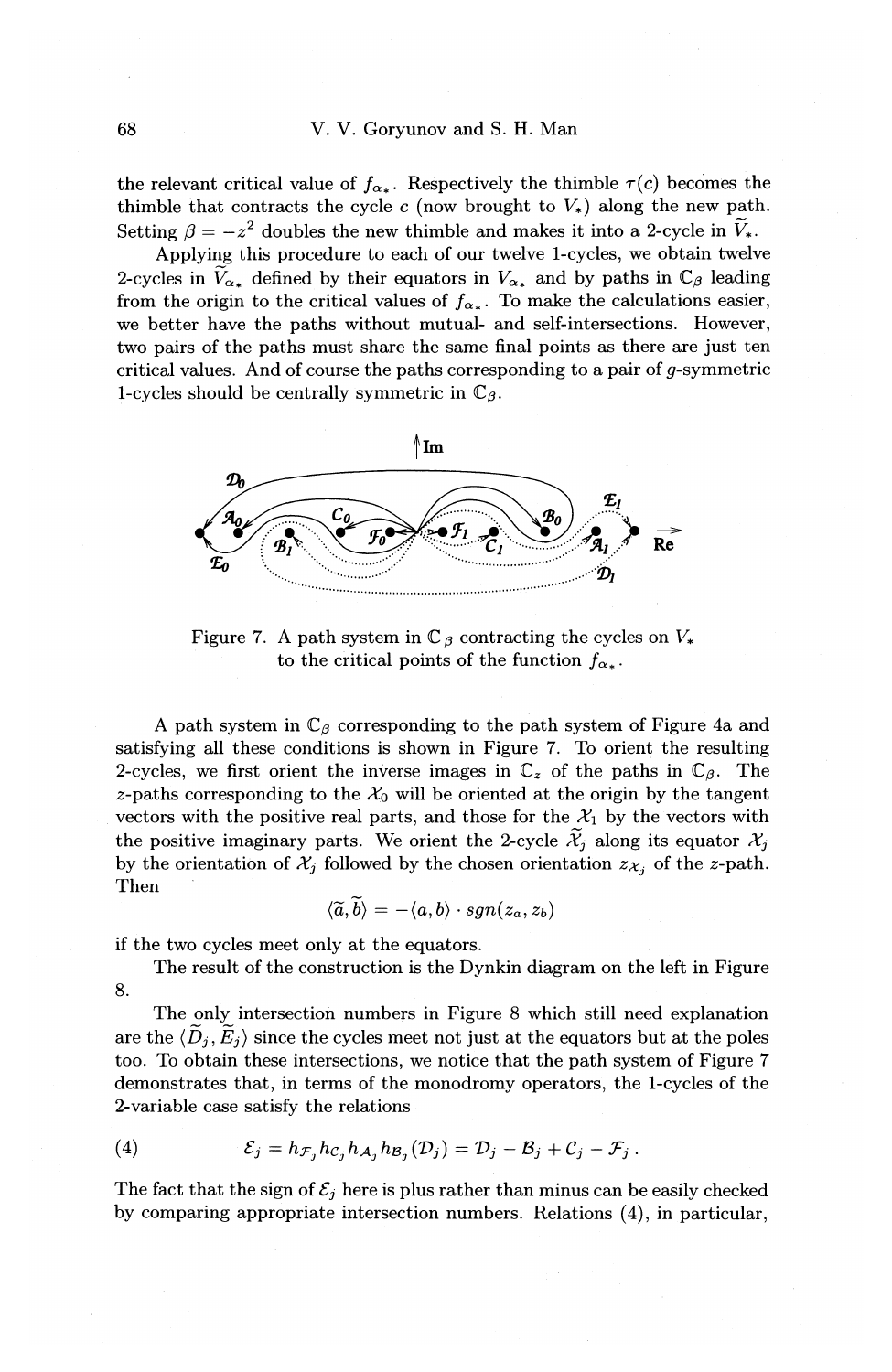the relevant critical value of $f_{\alpha_*}$. Respectively the thimble $\tau(c)$ becomes the thimble that contracts the cycle $c$ (now brought to $V_*$) along the new path. Setting $\beta = -z^2$ doubles the new thimble and makes it into a 2-cycle in $\widetilde{V}_*$.

Applying this procedure to each of our twelve 1-cycles, we obtain twelve 2-cycles in $\widetilde{V}_{\alpha_*}$ defined by their equators in $V_{\alpha_*}$ and by paths in $\mathbb{C}_\beta$ leading from the origin to the critical values of $f_{\alpha_*}$. To make the calculations easier, we better have the paths without mutual- and self-intersections. However, two pairs of the paths must share the same final points as there are just ten critical values. And of course the paths corresponding to a pair of $g$-symmetric 1-cycles should be centrally symmetric in $\mathbb{C}_\beta$.

Figure 7. A path system in $\mathbb{C}_\beta$ contracting the cycles on $V_*$ to the critical points of the function $f_{\alpha_*}$.

A path system in $\mathbb{C}_\beta$ corresponding to the path system of Figure 4a and satisfying all these conditions is shown in Figure 7. To orient the resulting 2-cycles, we first orient the inverse images in $\mathbb{C}_z$ of the paths in $\mathbb{C}_\beta$. The $z$-paths corresponding to the $\mathcal{X}_0$ will be oriented at the origin by the tangent vectors with the positive real parts, and those for the $\mathcal{X}_1$ by the vectors with the positive imaginary parts. We orient the 2-cycle $\widetilde{\mathcal{X}}_j$ along its equator $\mathcal{X}_j$ by the orientation of $\mathcal{X}_j$ followed by the chosen orientation $z_{\mathcal{X}_j}$ of the $z$-path. Then

$$\langle \widetilde{a}, \widetilde{b} \rangle = -\langle a, b \rangle \cdot sgn(z_a, z_b)$$

if the two cycles meet only at the equators.

The result of the construction is the Dynkin diagram on the left in Figure 8.

The only intersection numbers in Figure 8 which still need explanation are the $\langle \widetilde{D}_j, \widetilde{E}_j \rangle$ since the cycles meet not just at the equators but at the poles too. To obtain these intersections, we notice that the path system of Figure 7 demonstrates that, in terms of the monodromy operators, the 1-cycles of the 2-variable case satisfy the relations

$$\mathcal{E}_j = h_{\mathcal{F}_j} h_{\mathcal{C}_j} h_{\mathcal{A}_j} h_{\mathcal{B}_j}(\mathcal{D}_j) = \mathcal{D}_j - \mathcal{B}_j + \mathcal{C}_j - \mathcal{F}_j\,. \tag{4}$$

The fact that the sign of $\mathcal{E}_j$ here is plus rather than minus can be easily checked by comparing appropriate intersection numbers. Relations (4), in particular,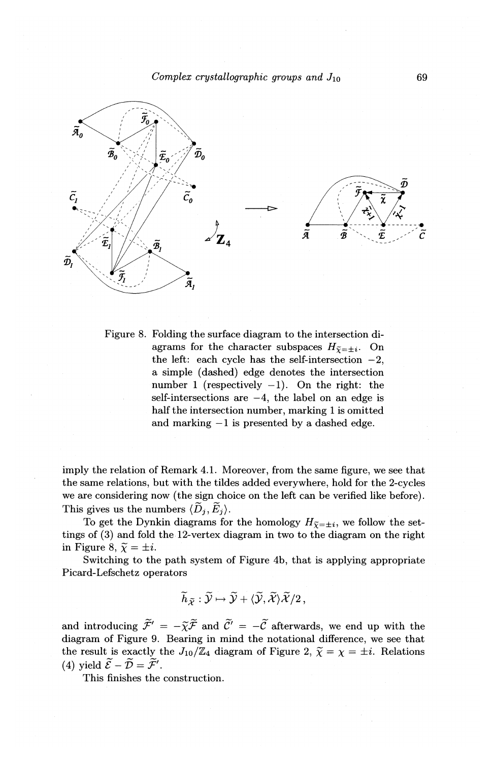Figure 8. Folding the surface diagram to the intersection diagrams for the character subspaces $H_{\widetilde{\chi}=\pm i}$. On the left: each cycle has the self-intersection $-2$, a simple (dashed) edge denotes the intersection number 1 (respectively $-1$). On the right: the self-intersections are $-4$, the label on an edge is half the intersection number, marking 1 is omitted and marking $-1$ is presented by a dashed edge.

imply the relation of Remark 4.1. Moreover, from the same figure, we see that the same relations, but with the tildes added everywhere, hold for the 2-cycles we are considering now (the sign choice on the left can be verified like before). This gives us the numbers $\langle \widetilde{D}_j, \widetilde{E}_j \rangle$.

To get the Dynkin diagrams for the homology $H_{\widetilde{\chi}=\pm i}$, we follow the settings of (3) and fold the 12-vertex diagram in two to the diagram on the right in Figure 8, $\widetilde{\chi} = \pm i$.

Switching to the path system of Figure 4b, that is applying appropriate Picard-Lefschetz operators

$$\widetilde{h}_{\widetilde{\mathcal{X}}} : \widetilde{\mathcal{Y}} \mapsto \widetilde{\mathcal{Y}} + \langle \widetilde{\mathcal{Y}}, \widetilde{\mathcal{X}} \rangle \widetilde{\mathcal{X}}/2 ,$$

and introducing $\widetilde{\mathcal{F}}' = -\widetilde{\chi}\widetilde{\mathcal{F}}$ and $\widetilde{\mathcal{C}}' = -\widetilde{\mathcal{C}}$ afterwards, we end up with the diagram of Figure 9. Bearing in mind the notational difference, we see that the result is exactly the $J_{10}/\mathbf{Z}_4$ diagram of Figure 2, $\widetilde{\chi} = \chi = \pm i$. Relations (4) yield $\widetilde{\mathcal{E}} - \widetilde{\mathcal{D}} = \widetilde{\mathcal{F}}'$.

This finishes the construction.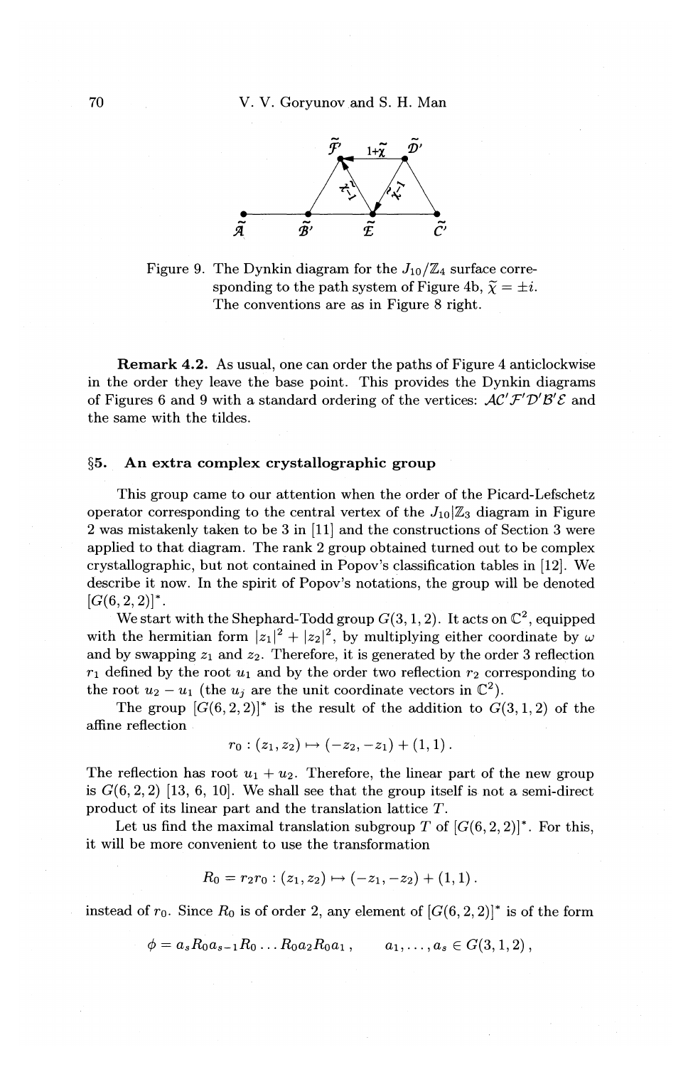Figure 9. The Dynkin diagram for the $J_{10}/\mathbb{Z}_4$ surface corresponding to the path system of Figure 4b, $\widetilde{\chi} = \pm i$. The conventions are as in Figure 8 right.

**Remark 4.2.** As usual, one can order the paths of Figure 4 anticlockwise in the order they leave the base point. This provides the Dynkin diagrams of Figures 6 and 9 with a standard ordering of the vertices: $\mathcal{AC}'\mathcal{F}'\mathcal{D}'\mathcal{B}'\mathcal{E}$ and the same with the tildes.

## §5. An extra complex crystallographic group

This group came to our attention when the order of the Picard-Lefschetz operator corresponding to the central vertex of the $J_{10}|\mathbb{Z}_3$ diagram in Figure 2 was mistakenly taken to be 3 in [11] and the constructions of Section 3 were applied to that diagram. The rank 2 group obtained turned out to be complex crystallographic, but not contained in Popov's classification tables in [12]. We describe it now. In the spirit of Popov's notations, the group will be denoted $[G(6,2,2)]^*$.

We start with the Shephard-Todd group $G(3,1,2)$. It acts on $\mathbb{C}^2$, equipped with the hermitian form $|z_1|^2 + |z_2|^2$, by multiplying either coordinate by $\omega$ and by swapping $z_1$ and $z_2$. Therefore, it is generated by the order 3 reflection $r_1$ defined by the root $u_1$ and by the order two reflection $r_2$ corresponding to the root $u_2 - u_1$ (the $u_j$ are the unit coordinate vectors in $\mathbb{C}^2$).

The group $[G(6,2,2)]^*$ is the result of the addition to $G(3,1,2)$ of the affine reflection

$$r_0 : (z_1, z_2) \mapsto (-z_2, -z_1) + (1, 1).$$

The reflection has root $u_1 + u_2$. Therefore, the linear part of the new group is $G(6,2,2)$ [13, 6, 10]. We shall see that the group itself is not a semi-direct product of its linear part and the translation lattice $T$.

Let us find the maximal translation subgroup $T$ of $[G(6,2,2)]^*$. For this, it will be more convenient to use the transformation

$$R_0 = r_2 r_0 : (z_1, z_2) \mapsto (-z_1, -z_2) + (1, 1).$$

instead of $r_0$. Since $R_0$ is of order 2, any element of $[G(6,2,2)]^*$ is of the form

$$\phi = a_s R_0 a_{s-1} R_0 \ldots R_0 a_2 R_0 a_1, \qquad a_1, \ldots, a_s \in G(3,1,2),$$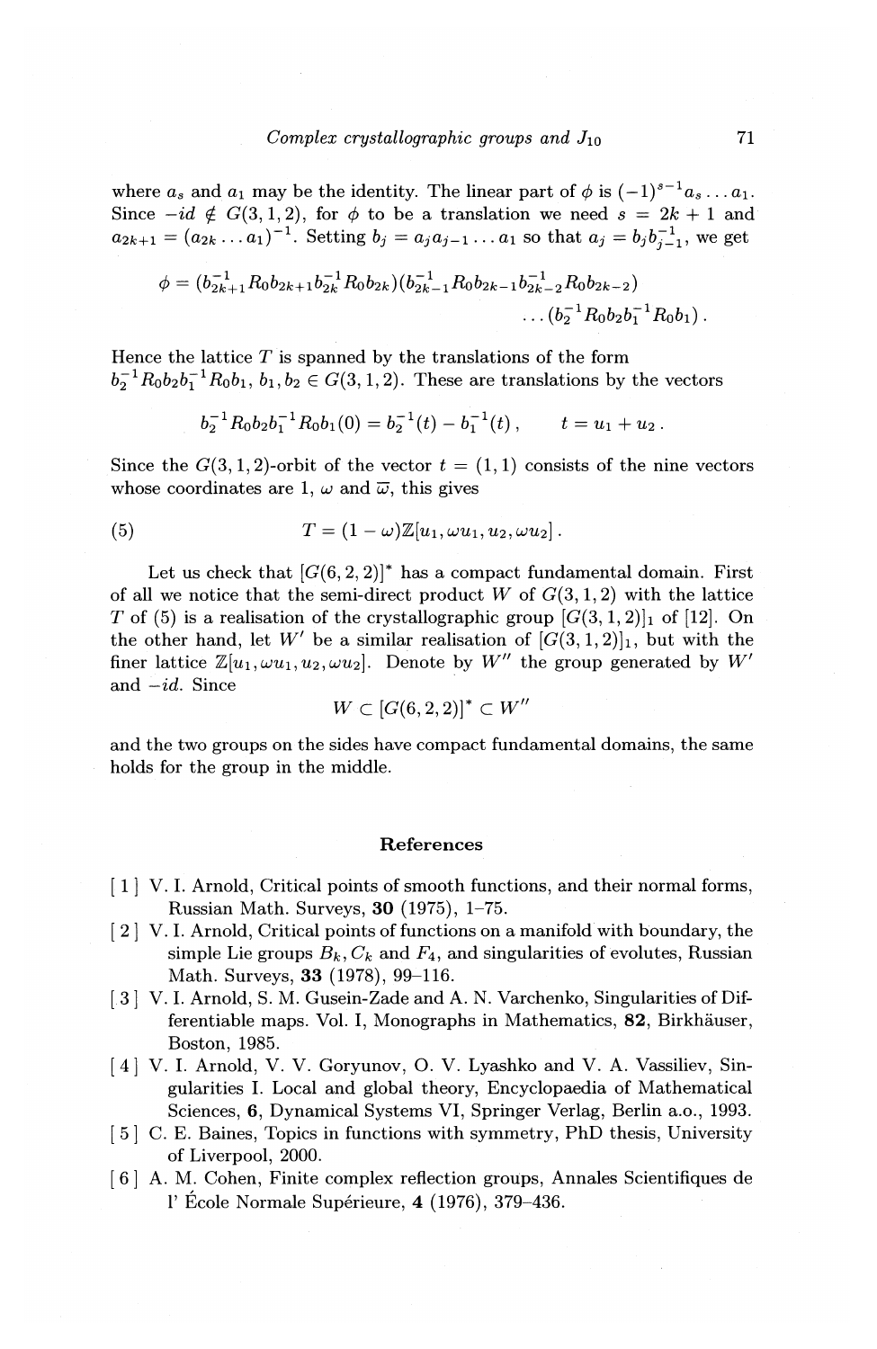where $a_s$ and $a_1$ may be the identity. The linear part of $\phi$ is $(-1)^{s-1}a_s \dots a_1$. Since $-id \notin G(3,1,2)$, for $\phi$ to be a translation we need $s = 2k+1$ and $a_{2k+1} = (a_{2k} \dots a_1)^{-1}$. Setting $b_j = a_j a_{j-1} \dots a_1$ so that $a_j = b_j b_{j-1}^{-1}$, we get

$$\phi = (b_{2k+1}^{-1} R_0 b_{2k+1} b_{2k}^{-1} R_0 b_{2k})(b_{2k-1}^{-1} R_0 b_{2k-1} b_{2k-2}^{-1} R_0 b_{2k-2}) \\ \dots (b_2^{-1} R_0 b_2 b_1^{-1} R_0 b_1)\,.$$

Hence the lattice $T$ is spanned by the translations of the form $b_2^{-1} R_0 b_2 b_1^{-1} R_0 b_1$, $b_1, b_2 \in G(3,1,2)$. These are translations by the vectors

$$b_2^{-1} R_0 b_2 b_1^{-1} R_0 b_1(0) = b_2^{-1}(t) - b_1^{-1}(t)\,, \qquad t = u_1 + u_2\,.$$

Since the $G(3,1,2)$-orbit of the vector $t = (1,1)$ consists of the nine vectors whose coordinates are 1, $\omega$ and $\overline{\omega}$, this gives

$$T = (1-\omega)\mathbb{Z}[u_1, \omega u_1, u_2, \omega u_2]\,. \tag{5}$$

Let us check that $[G(6,2,2)]^*$ has a compact fundamental domain. First of all we notice that the semi-direct product $W$ of $G(3,1,2)$ with the lattice $T$ of (5) is a realisation of the crystallographic group $[G(3,1,2)]_1$ of [12]. On the other hand, let $W'$ be a similar realisation of $[G(3,1,2)]_1$, but with the finer lattice $\mathbb{Z}[u_1, \omega u_1, u_2, \omega u_2]$. Denote by $W''$ the group generated by $W'$ and $-id$. Since

$$W \subset [G(6,2,2)]^* \subset W''$$

and the two groups on the sides have compact fundamental domains, the same holds for the group in the middle.

## References

[1] V. I. Arnold, Critical points of smooth functions, and their normal forms, Russian Math. Surveys, **30** (1975), 1–75.

[2] V. I. Arnold, Critical points of functions on a manifold with boundary, the simple Lie groups $B_k, C_k$ and $F_4$, and singularities of evolutes, Russian Math. Surveys, **33** (1978), 99–116.

[3] V. I. Arnold, S. M. Gusein-Zade and A. N. Varchenko, Singularities of Differentiable maps. Vol. I, Monographs in Mathematics, **82**, Birkhäuser, Boston, 1985.

[4] V. I. Arnold, V. V. Goryunov, O. V. Lyashko and V. A. Vassiliev, Singularities I. Local and global theory, Encyclopaedia of Mathematical Sciences, **6**, Dynamical Systems VI, Springer Verlag, Berlin a.o., 1993.

[5] C. E. Baines, Topics in functions with symmetry, PhD thesis, University of Liverpool, 2000.

[6] A. M. Cohen, Finite complex reflection groups, Annales Scientifiques de l' École Normale Supérieure, **4** (1976), 379–436.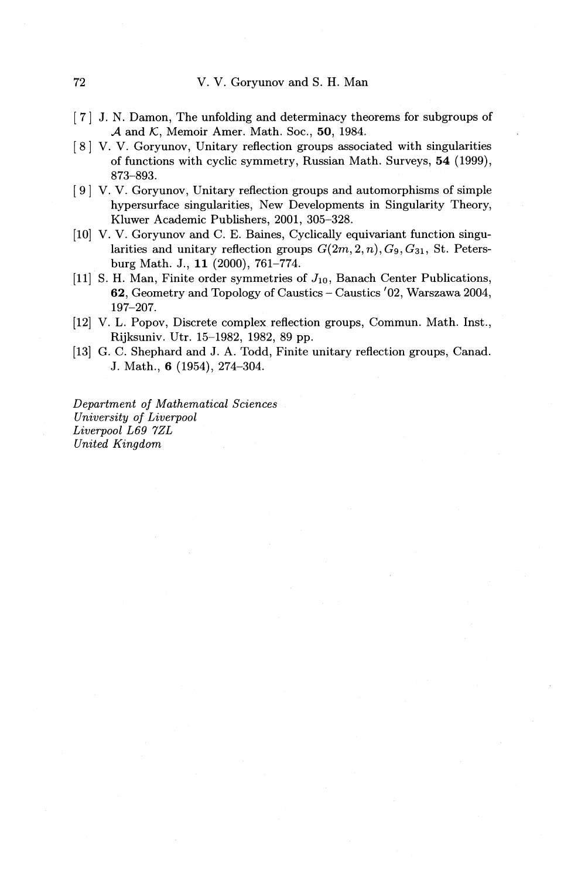[7] J. N. Damon, The unfolding and determinacy theorems for subgroups of $\mathcal{A}$ and $\mathcal{K}$, Memoir Amer. Math. Soc., **50**, 1984.

[8] V. V. Goryunov, Unitary reflection groups associated with singularities of functions with cyclic symmetry, Russian Math. Surveys, **54** (1999), 873–893.

[9] V. V. Goryunov, Unitary reflection groups and automorphisms of simple hypersurface singularities, New Developments in Singularity Theory, Kluwer Academic Publishers, 2001, 305–328.

[10] V. V. Goryunov and C. E. Baines, Cyclically equivariant function singularities and unitary reflection groups $G(2m, 2, n), G_9, G_{31}$, St. Petersburg Math. J., **11** (2000), 761–774.

[11] S. H. Man, Finite order symmetries of $J_{10}$, Banach Center Publications, **62**, Geometry and Topology of Caustics – Caustics '02, Warszawa 2004, 197–207.

[12] V. L. Popov, Discrete complex reflection groups, Commun. Math. Inst., Rijksuniv. Utr. 15–1982, 1982, 89 pp.

[13] G. C. Shephard and J. A. Todd, Finite unitary reflection groups, Canad. J. Math., **6** (1954), 274–304.

*Department of Mathematical Sciences*
*University of Liverpool*
*Liverpool L69 7ZL*
*United Kingdom*